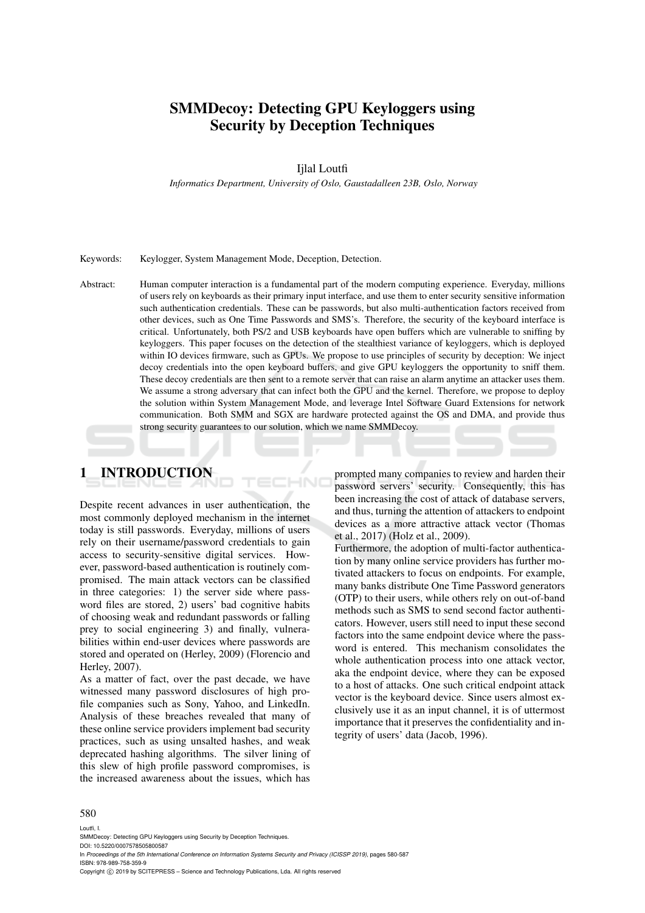# SMMDecoy: Detecting GPU Keyloggers using Security by Deception Techniques

Ijlal Loutfi

*Informatics Department, University of Oslo, Gaustadalleen 23B, Oslo, Norway*

Keywords: Keylogger, System Management Mode, Deception, Detection.

Abstract: Human computer interaction is a fundamental part of the modern computing experience. Everyday, millions of users rely on keyboards as their primary input interface, and use them to enter security sensitive information such authentication credentials. These can be passwords, but also multi-authentication factors received from other devices, such as One Time Passwords and SMS's. Therefore, the security of the keyboard interface is critical. Unfortunately, both PS/2 and USB keyboards have open buffers which are vulnerable to sniffing by keyloggers. This paper focuses on the detection of the stealthiest variance of keyloggers, which is deployed within IO devices firmware, such as GPUs. We propose to use principles of security by deception: We inject decoy credentials into the open keyboard buffers, and give GPU keyloggers the opportunity to sniff them. These decoy credentials are then sent to a remote server that can raise an alarm anytime an attacker uses them. We assume a strong adversary that can infect both the GPU and the kernel. Therefore, we propose to deploy the solution within System Management Mode, and leverage Intel Software Guard Extensions for network communication. Both SMM and SGX are hardware protected against the OS and DMA, and provide thus strong security guarantees to our solution, which we name SMMDecoy.

## 1 INTRODUCTION

Despite recent advances in user authentication, the most commonly deployed mechanism in the internet today is still passwords. Everyday, millions of users rely on their username/password credentials to gain access to security-sensitive digital services. However, password-based authentication is routinely compromised. The main attack vectors can be classified in three categories: 1) the server side where password files are stored, 2) users' bad cognitive habits of choosing weak and redundant passwords or falling prey to social engineering 3) and finally, vulnerabilities within end-user devices where passwords are stored and operated on (Herley, 2009) (Florencio and Herley, 2007).

As a matter of fact, over the past decade, we have witnessed many password disclosures of high profile companies such as Sony, Yahoo, and LinkedIn. Analysis of these breaches revealed that many of these online service providers implement bad security practices, such as using unsalted hashes, and weak deprecated hashing algorithms. The silver lining of this slew of high profile password compromises, is the increased awareness about the issues, which has prompted many companies to review and harden their password servers' security. Consequently, this has been increasing the cost of attack of database servers, and thus, turning the attention of attackers to endpoint devices as a more attractive attack vector (Thomas et al., 2017) (Holz et al., 2009).

Furthermore, the adoption of multi-factor authentication by many online service providers has further motivated attackers to focus on endpoints. For example, many banks distribute One Time Password generators (OTP) to their users, while others rely on out-of-band methods such as SMS to send second factor authenticators. However, users still need to input these second factors into the same endpoint device where the password is entered. This mechanism consolidates the whole authentication process into one attack vector, aka the endpoint device, where they can be exposed to a host of attacks. One such critical endpoint attack vector is the keyboard device. Since users almost exclusively use it as an input channel, it is of uttermost importance that it preserves the confidentiality and integrity of users' data (Jacob, 1996).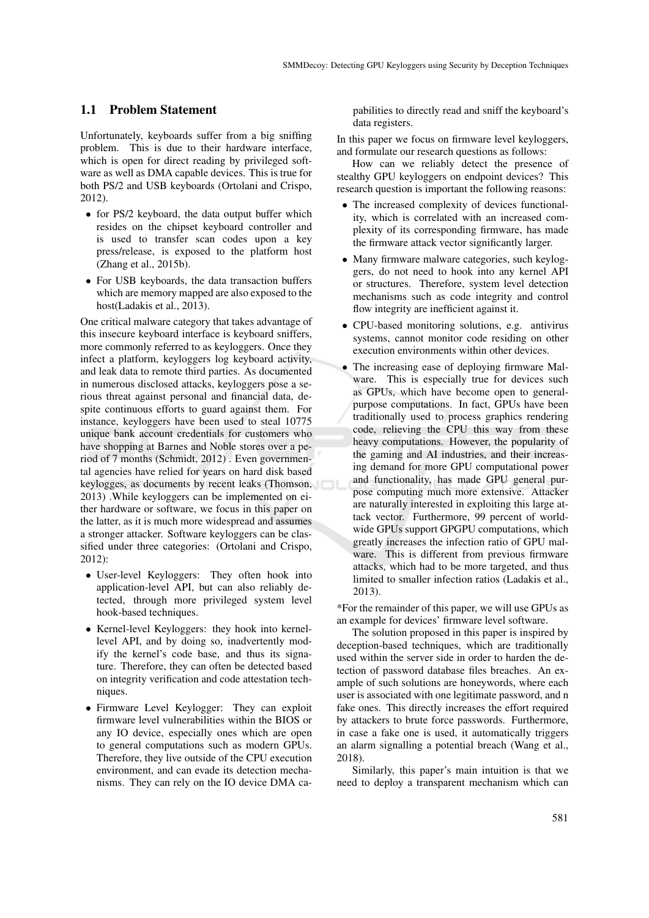## 1.1 Problem Statement

Unfortunately, keyboards suffer from a big sniffing problem. This is due to their hardware interface, which is open for direct reading by privileged software as well as DMA capable devices. This is true for both PS/2 and USB keyboards (Ortolani and Crispo, 2012).

- for PS/2 keyboard, the data output buffer which resides on the chipset keyboard controller and is used to transfer scan codes upon a key press/release, is exposed to the platform host (Zhang et al., 2015b).
- For USB keyboards, the data transaction buffers which are memory mapped are also exposed to the host(Ladakis et al., 2013).

One critical malware category that takes advantage of this insecure keyboard interface is keyboard sniffers, more commonly referred to as keyloggers. Once they infect a platform, keyloggers log keyboard activity, and leak data to remote third parties. As documented in numerous disclosed attacks, keyloggers pose a serious threat against personal and financial data, despite continuous efforts to guard against them. For instance, keyloggers have been used to steal 10775 unique bank account credentials for customers who have shopping at Barnes and Noble stores over a period of 7 months (Schmidt, 2012) . Even governmental agencies have relied for years on hard disk based keylogges, as documents by recent leaks (Thomson, 2013) .While keyloggers can be implemented on either hardware or software, we focus in this paper on the latter, as it is much more widespread and assumes a stronger attacker. Software keyloggers can be classified under three categories: (Ortolani and Crispo, 2012):

- User-level Keyloggers: They often hook into application-level API, but can also reliably detected, through more privileged system level hook-based techniques.
- Kernel-level Keyloggers: they hook into kernel-level API, and by doing so, inadvertently modify the kernel's code base, and thus its signature. Therefore, they can often be detected based on integrity verification and code attestation techniques.
- Firmware Level Keylogger: They can exploit firmware level vulnerabilities within the BIOS or any IO device, especially ones which are open to general computations such as modern GPUs. Therefore, they live outside of the CPU execution environment, and can evade its detection mechanisms. They can rely on the IO device DMA capabilities to directly read and sniff the keyboard's data registers.

In this paper we focus on firmware level keyloggers, and formulate our research questions as follows:

How can we reliably detect the presence of stealthy GPU keyloggers on endpoint devices? This research question is important the following reasons:

- The increased complexity of devices functionality, which is correlated with an increased complexity of its corresponding firmware, has made the firmware attack vector significantly larger.
- Many firmware malware categories, such keyloggers, do not need to hook into any kernel API or structures. Therefore, system level detection mechanisms such as code integrity and control flow integrity are inefficient against it.
- CPU-based monitoring solutions, e.g. antivirus systems, cannot monitor code residing on other execution environments within other devices.
- The increasing ease of deploying firmware Malware. This is especially true for devices such as GPUs, which have become open to general-purpose computations. In fact, GPUs have been traditionally used to process graphics rendering code, relieving the CPU this way from these heavy computations. However, the popularity of the gaming and AI industries, and their increasing demand for more GPU computational power and functionality, has made GPU general purpose computing much more extensive. Attacker are naturally interested in exploiting this large attack vector. Furthermore, 99 percent of worldwide GPUs support GPGPU computations, which greatly increases the infection ratio of GPU malware. This is different from previous firmware attacks, which had to be more targeted, and thus limited to smaller infection ratios (Ladakis et al., 2013).

*For the remainder of this paper, we will use GPUs as an example for devices' firmware level software.

The solution proposed in this paper is inspired by deception-based techniques, which are traditionally used within the server side in order to harden the detection of password database files breaches. An example of such solutions are honeywords, where each user is associated with one legitimate password, and n fake ones. This directly increases the effort required by attackers to brute force passwords. Furthermore, in case a fake one is used, it automatically triggers an alarm signalling a potential breach (Wang et al., 2018).

Similarly, this paper's main intuition is that we need to deploy a transparent mechanism which can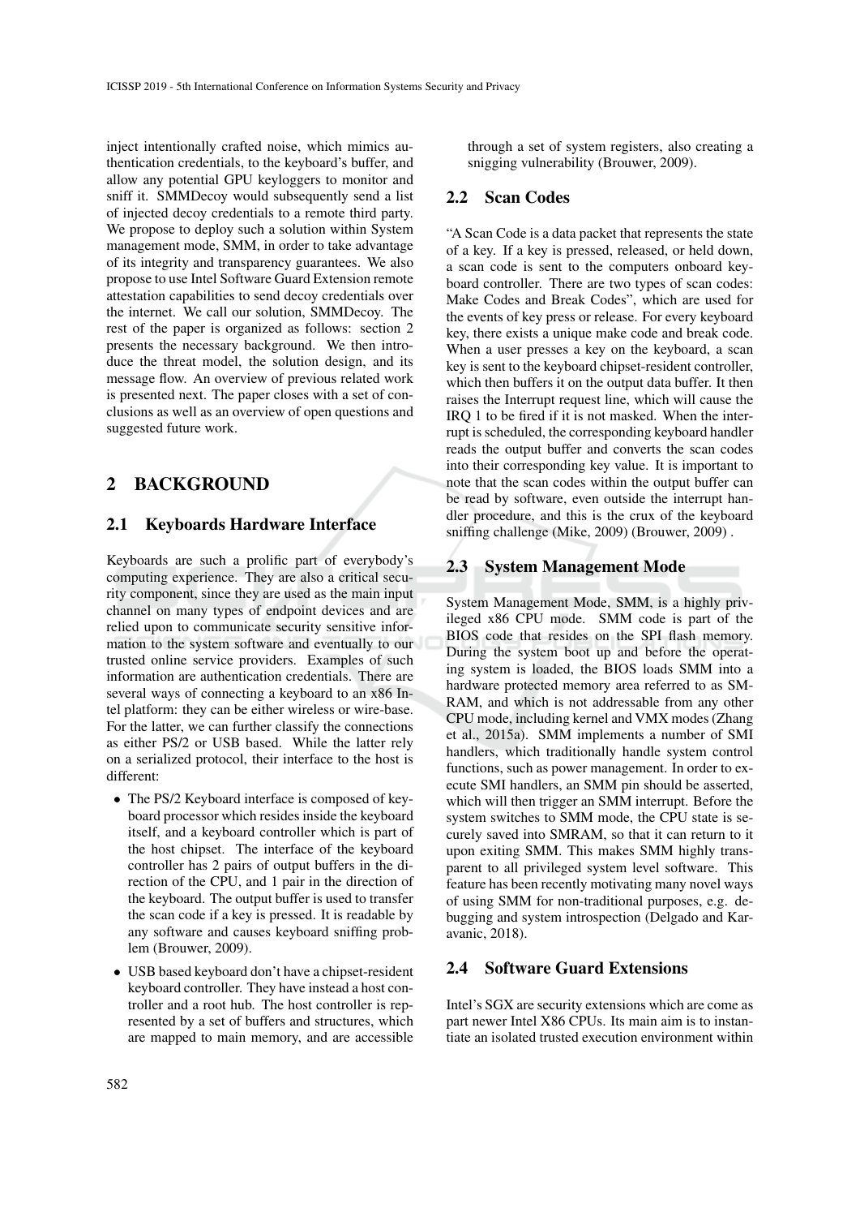inject intentionally crafted noise, which mimics authentication credentials, to the keyboard's buffer, and allow any potential GPU keyloggers to monitor and sniff it. SMMDecoy would subsequently send a list of injected decoy credentials to a remote third party. We propose to deploy such a solution within System management mode, SMM, in order to take advantage of its integrity and transparency guarantees. We also propose to use Intel Software Guard Extension remote attestation capabilities to send decoy credentials over the internet. We call our solution, SMMDecoy. The rest of the paper is organized as follows: section 2 presents the necessary background. We then introduce the threat model, the solution design, and its message flow. An overview of previous related work is presented next. The paper closes with a set of conclusions as well as an overview of open questions and suggested future work.

## 2 BACKGROUND

### 2.1 Keyboards Hardware Interface

Keyboards are such a prolific part of everybody's computing experience. They are also a critical security component, since they are used as the main input channel on many types of endpoint devices and are relied upon to communicate security sensitive information to the system software and eventually to our trusted online service providers. Examples of such information are authentication credentials. There are several ways of connecting a keyboard to an x86 Intel platform: they can be either wireless or wire-base. For the latter, we can further classify the connections as either PS/2 or USB based. While the latter rely on a serialized protocol, their interface to the host is different:

- The PS/2 Keyboard interface is composed of keyboard processor which resides inside the keyboard itself, and a keyboard controller which is part of the host chipset. The interface of the keyboard controller has 2 pairs of output buffers in the direction of the CPU, and 1 pair in the direction of the keyboard. The output buffer is used to transfer the scan code if a key is pressed. It is readable by any software and causes keyboard sniffing problem (Brouwer, 2009).
- USB based keyboard don't have a chipset-resident keyboard controller. They have instead a host controller and a root hub. The host controller is represented by a set of buffers and structures, which are mapped to main memory, and are accessible through a set of system registers, also creating a snigging vulnerability (Brouwer, 2009).

### 2.2 Scan Codes

"A Scan Code is a data packet that represents the state of a key. If a key is pressed, released, or held down, a scan code is sent to the computers onboard keyboard controller. There are two types of scan codes: Make Codes and Break Codes", which are used for the events of key press or release. For every keyboard key, there exists a unique make code and break code. When a user presses a key on the keyboard, a scan key is sent to the keyboard chipset-resident controller, which then buffers it on the output data buffer. It then raises the Interrupt request line, which will cause the IRQ 1 to be fired if it is not masked. When the interrupt is scheduled, the corresponding keyboard handler reads the output buffer and converts the scan codes into their corresponding key value. It is important to note that the scan codes within the output buffer can be read by software, even outside the interrupt handler procedure, and this is the crux of the keyboard sniffing challenge (Mike, 2009) (Brouwer, 2009) .

### 2.3 System Management Mode

System Management Mode, SMM, is a highly privileged x86 CPU mode. SMM code is part of the BIOS code that resides on the SPI flash memory. During the system boot up and before the operating system is loaded, the BIOS loads SMM into a hardware protected memory area referred to as SMRAM, and which is not addressable from any other CPU mode, including kernel and VMX modes (Zhang et al., 2015a). SMM implements a number of SMI handlers, which traditionally handle system control functions, such as power management. In order to execute SMI handlers, an SMM pin should be asserted, which will then trigger an SMM interrupt. Before the system switches to SMM mode, the CPU state is securely saved into SMRAM, so that it can return to it upon exiting SMM. This makes SMM highly transparent to all privileged system level software. This feature has been recently motivating many novel ways of using SMM for non-traditional purposes, e.g. debugging and system introspection (Delgado and Karavanic, 2018).

### 2.4 Software Guard Extensions

Intel's SGX are security extensions which are come as part newer Intel X86 CPUs. Its main aim is to instantiate an isolated trusted execution environment within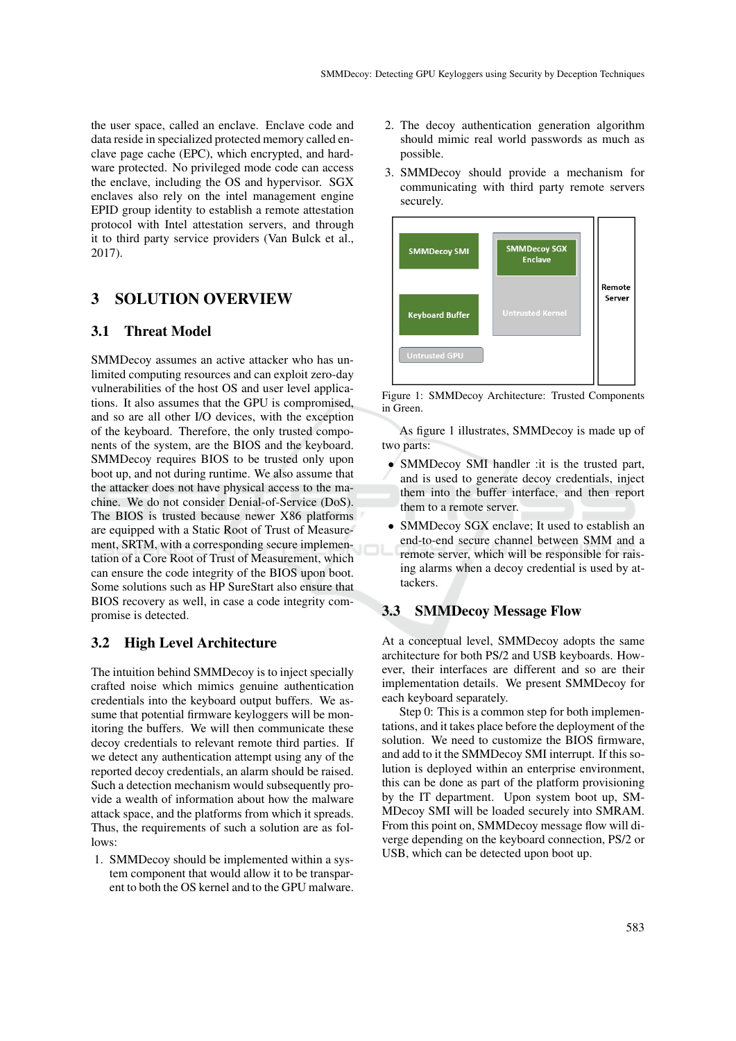the user space, called an enclave. Enclave code and data reside in specialized protected memory called enclave page cache (EPC), which encrypted, and hardware protected. No privileged mode code can access the enclave, including the OS and hypervisor. SGX enclaves also rely on the intel management engine EPID group identity to establish a remote attestation protocol with Intel attestation servers, and through it to third party service providers (Van Bulck et al., 2017).

# 3 SOLUTION OVERVIEW

## 3.1 Threat Model

SMMDecoy assumes an active attacker who has unlimited computing resources and can exploit zero-day vulnerabilities of the host OS and user level applications. It also assumes that the GPU is compromised, and so are all other I/O devices, with the exception of the keyboard. Therefore, the only trusted components of the system, are the BIOS and the keyboard. SMMDecoy requires BIOS to be trusted only upon boot up, and not during runtime. We also assume that the attacker does not have physical access to the machine. We do not consider Denial-of-Service (DoS). The BIOS is trusted because newer X86 platforms are equipped with a Static Root of Trust of Measurement, SRTM, with a corresponding secure implementation of a Core Root of Trust of Measurement, which can ensure the code integrity of the BIOS upon boot. Some solutions such as HP SureStart also ensure that BIOS recovery as well, in case a code integrity compromise is detected.

## 3.2 High Level Architecture

The intuition behind SMMDecoy is to inject specially crafted noise which mimics genuine authentication credentials into the keyboard output buffers. We assume that potential firmware keyloggers will be monitoring the buffers. We will then communicate these decoy credentials to relevant remote third parties. If we detect any authentication attempt using any of the reported decoy credentials, an alarm should be raised. Such a detection mechanism would subsequently provide a wealth of information about how the malware attack space, and the platforms from which it spreads. Thus, the requirements of such a solution are as follows:

1. SMMDecoy should be implemented within a system component that would allow it to be transparent to both the OS kernel and to the GPU malware.
2. The decoy authentication generation algorithm should mimic real world passwords as much as possible.
3. SMMDecoy should provide a mechanism for communicating with third party remote servers securely.

Figure 1: SMMDecoy Architecture: Trusted Components in Green.

As figure 1 illustrates, SMMDecoy is made up of two parts:

- SMMDecoy SMI handler :it is the trusted part, and is used to generate decoy credentials, inject them into the buffer interface, and then report them to a remote server.
- SMMDecoy SGX enclave; It used to establish an end-to-end secure channel between SMM and a remote server, which will be responsible for raising alarms when a decoy credential is used by attackers.

## 3.3 SMMDecoy Message Flow

At a conceptual level, SMMDecoy adopts the same architecture for both PS/2 and USB keyboards. However, their interfaces are different and so are their implementation details. We present SMMDecoy for each keyboard separately.

Step 0: This is a common step for both implementations, and it takes place before the deployment of the solution. We need to customize the BIOS firmware, and add to it the SMMDecoy SMI interrupt. If this solution is deployed within an enterprise environment, this can be done as part of the platform provisioning by the IT department. Upon system boot up, SMMDecoy SMI will be loaded securely into SMRAM. From this point on, SMMDecoy message flow will diverge depending on the keyboard connection, PS/2 or USB, which can be detected upon boot up.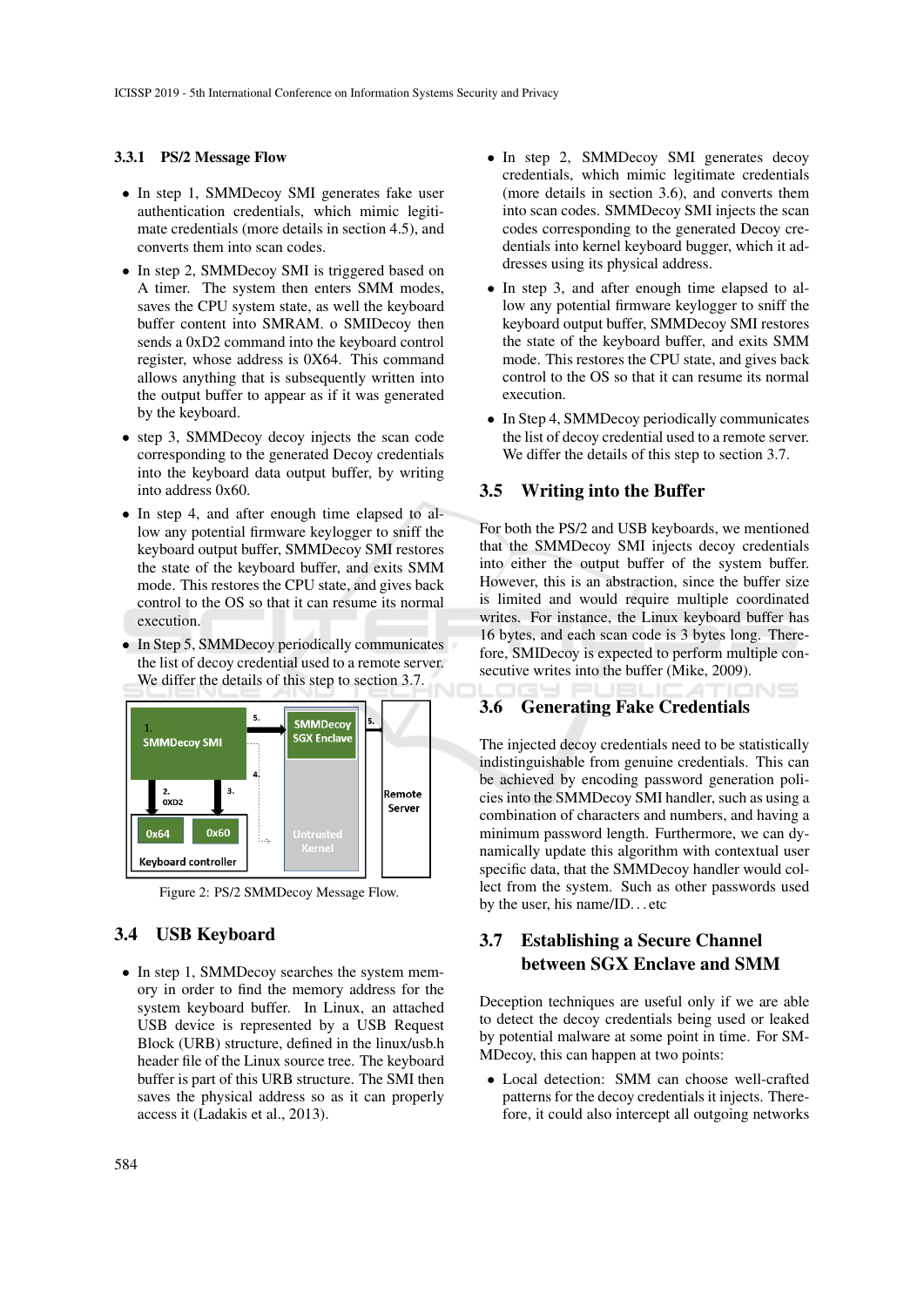### 3.3.1 PS/2 Message Flow

- In step 1, SMMDecoy SMI generates fake user authentication credentials, which mimic legitimate credentials (more details in section 4.5), and converts them into scan codes.
- In step 2, SMMDecoy SMI is triggered based on A timer. The system then enters SMM modes, saves the CPU system state, as well the keyboard buffer content into SMRAM. o SMIDecoy then sends a 0xD2 command into the keyboard control register, whose address is 0X64. This command allows anything that is subsequently written into the output buffer to appear as if it was generated by the keyboard.
- step 3, SMMDecoy decoy injects the scan code corresponding to the generated Decoy credentials into the keyboard data output buffer, by writing into address 0x60.
- In step 4, and after enough time elapsed to allow any potential firmware keylogger to sniff the keyboard output buffer, SMMDecoy SMI restores the state of the keyboard buffer, and exits SMM mode. This restores the CPU state, and gives back control to the OS so that it can resume its normal execution.
- In Step 5, SMMDecoy periodically communicates the list of decoy credential used to a remote server. We differ the details of this step to section 3.7.

Figure 2: PS/2 SMMDecoy Message Flow.

## 3.4 USB Keyboard

- In step 1, SMMDecoy searches the system memory in order to find the memory address for the system keyboard buffer. In Linux, an attached USB device is represented by a USB Request Block (URB) structure, defined in the linux/usb.h header file of the Linux source tree. The keyboard buffer is part of this URB structure. The SMI then saves the physical address so as it can properly access it (Ladakis et al., 2013).
- In step 2, SMMDecoy SMI generates decoy credentials, which mimic legitimate credentials (more details in section 3.6), and converts them into scan codes. SMMDecoy SMI injects the scan codes corresponding to the generated Decoy credentials into kernel keyboard bugger, which it addresses using its physical address.
- In step 3, and after enough time elapsed to allow any potential firmware keylogger to sniff the keyboard output buffer, SMMDecoy SMI restores the state of the keyboard buffer, and exits SMM mode. This restores the CPU state, and gives back control to the OS so that it can resume its normal execution.
- In Step 4, SMMDecoy periodically communicates the list of decoy credential used to a remote server. We differ the details of this step to section 3.7.

## 3.5 Writing into the Buffer

For both the PS/2 and USB keyboards, we mentioned that the SMMDecoy SMI injects decoy credentials into either the output buffer of the system buffer. However, this is an abstraction, since the buffer size is limited and would require multiple coordinated writes. For instance, the Linux keyboard buffer has 16 bytes, and each scan code is 3 bytes long. Therefore, SMIDecoy is expected to perform multiple consecutive writes into the buffer (Mike, 2009).

## 3.6 Generating Fake Credentials

The injected decoy credentials need to be statistically indistinguishable from genuine credentials. This can be achieved by encoding password generation policies into the SMMDecoy SMI handler, such as using a combination of characters and numbers, and having a minimum password length. Furthermore, we can dynamically update this algorithm with contextual user specific data, that the SMMDecoy handler would collect from the system. Such as other passwords used by the user, his name/ID…etc

## 3.7 Establishing a Secure Channel between SGX Enclave and SMM

Deception techniques are useful only if we are able to detect the decoy credentials being used or leaked by potential malware at some point in time. For SMMDecoy, this can happen at two points:

- Local detection: SMM can choose well-crafted patterns for the decoy credentials it injects. Therefore, it could also intercept all outgoing networks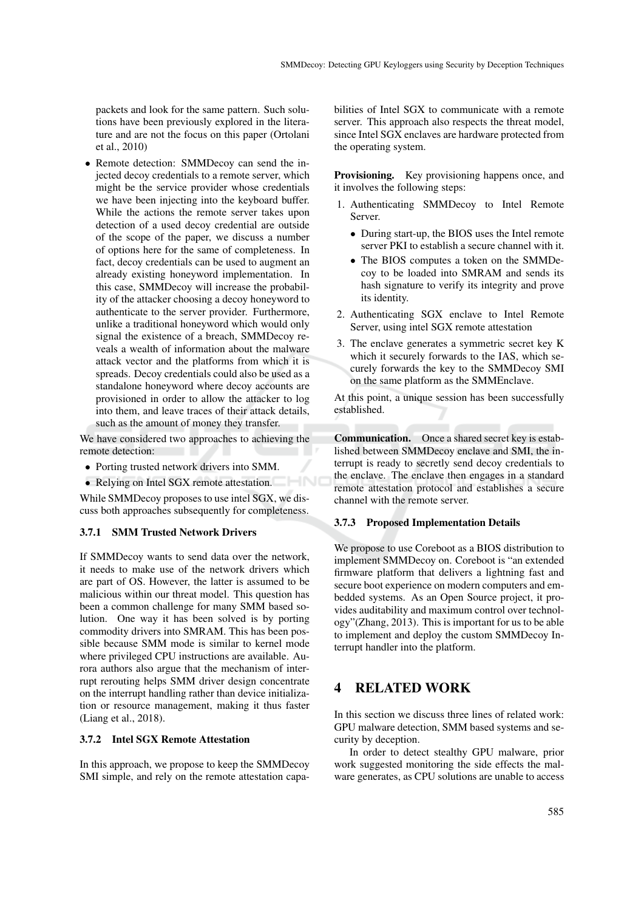packets and look for the same pattern. Such solutions have been previously explored in the literature and are not the focus on this paper (Ortolani et al., 2010)

- Remote detection: SMMDecoy can send the injected decoy credentials to a remote server, which might be the service provider whose credentials we have been injecting into the keyboard buffer. While the actions the remote server takes upon detection of a used decoy credential are outside of the scope of the paper, we discuss a number of options here for the same of completeness. In fact, decoy credentials can be used to augment an already existing honeyword implementation. In this case, SMMDecoy will increase the probability of the attacker choosing a decoy honeyword to authenticate to the server provider. Furthermore, unlike a traditional honeyword which would only signal the existence of a breach, SMMDecoy reveals a wealth of information about the malware attack vector and the platforms from which it is spreads. Decoy credentials could also be used as a standalone honeyword where decoy accounts are provisioned in order to allow the attacker to log into them, and leave traces of their attack details, such as the amount of money they transfer.

We have considered two approaches to achieving the remote detection:

- Porting trusted network drivers into SMM.
- Relying on Intel SGX remote attestation.

While SMMDecoy proposes to use intel SGX, we discuss both approaches subsequently for completeness.

### 3.7.1 SMM Trusted Network Drivers

If SMMDecoy wants to send data over the network, it needs to make use of the network drivers which are part of OS. However, the latter is assumed to be malicious within our threat model. This question has been a common challenge for many SMM based solution. One way it has been solved is by porting commodity drivers into SMRAM. This has been possible because SMM mode is similar to kernel mode where privileged CPU instructions are available. Aurora authors also argue that the mechanism of interrupt rerouting helps SMM driver design concentrate on the interrupt handling rather than device initialization or resource management, making it thus faster (Liang et al., 2018).

### 3.7.2 Intel SGX Remote Attestation

In this approach, we propose to keep the SMMDecoy SMI simple, and rely on the remote attestation capabilities of Intel SGX to communicate with a remote server. This approach also respects the threat model, since Intel SGX enclaves are hardware protected from the operating system.

**Provisioning.** Key provisioning happens once, and it involves the following steps:

1. Authenticating SMMDecoy to Intel Remote Server.
   - During start-up, the BIOS uses the Intel remote server PKI to establish a secure channel with it.
   - The BIOS computes a token on the SMMDecoy to be loaded into SMRAM and sends its hash signature to verify its integrity and prove its identity.
2. Authenticating SGX enclave to Intel Remote Server, using intel SGX remote attestation
3. The enclave generates a symmetric secret key K which it securely forwards to the IAS, which securely forwards the key to the SMMDecoy SMI on the same platform as the SMMEnclave.

At this point, a unique session has been successfully established.

**Communication.** Once a shared secret key is established between SMMDecoy enclave and SMI, the interrupt is ready to secretly send decoy credentials to the enclave. The enclave then engages in a standard remote attestation protocol and establishes a secure channel with the remote server.

### 3.7.3 Proposed Implementation Details

We propose to use Coreboot as a BIOS distribution to implement SMMDecoy on. Coreboot is "an extended firmware platform that delivers a lightning fast and secure boot experience on modern computers and embedded systems. As an Open Source project, it provides auditability and maximum control over technology"(Zhang, 2013). This is important for us to be able to implement and deploy the custom SMMDecoy Interrupt handler into the platform.

## 4 RELATED WORK

In this section we discuss three lines of related work: GPU malware detection, SMM based systems and security by deception.

In order to detect stealthy GPU malware, prior work suggested monitoring the side effects the malware generates, as CPU solutions are unable to access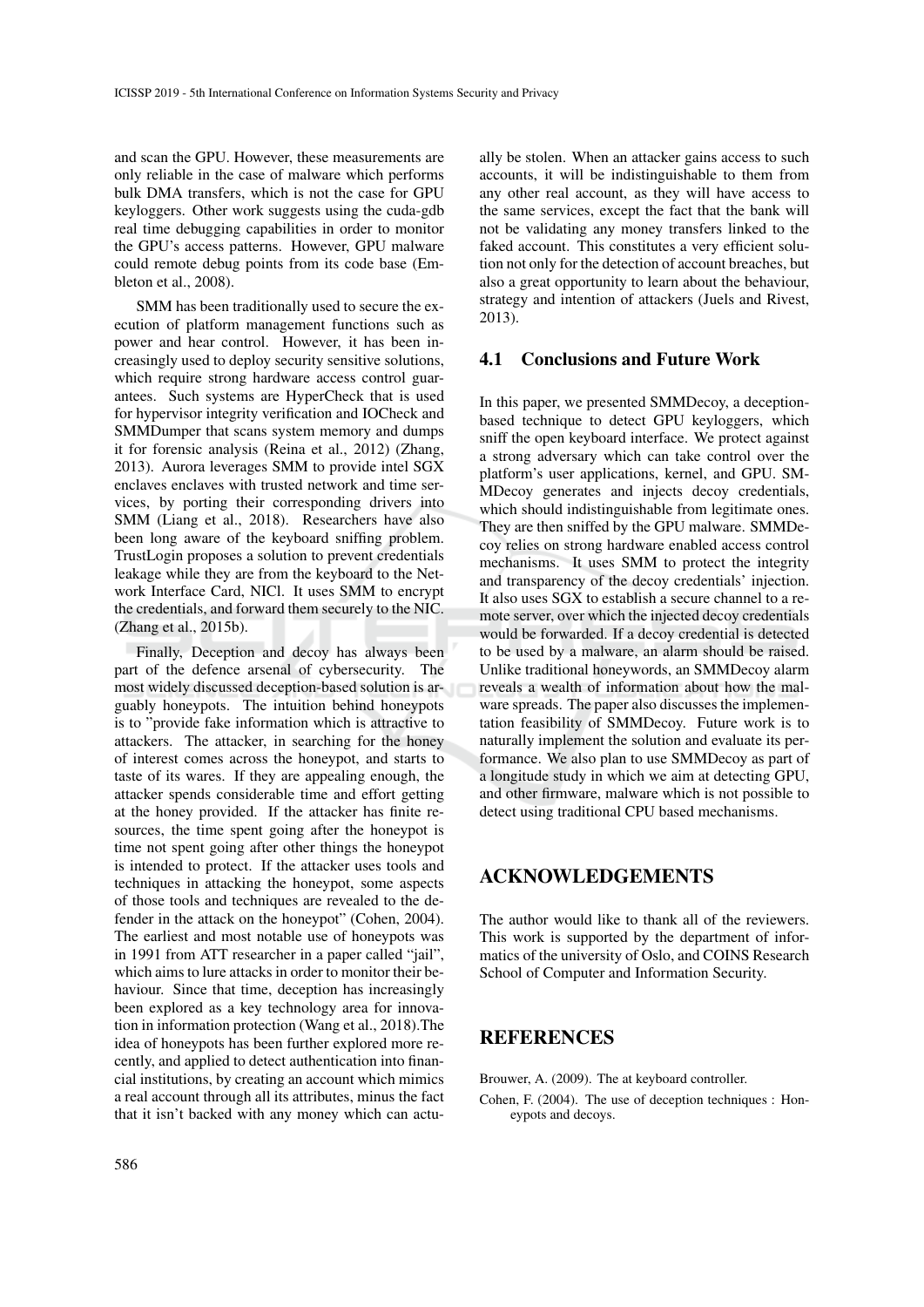and scan the GPU. However, these measurements are only reliable in the case of malware which performs bulk DMA transfers, which is not the case for GPU keyloggers. Other work suggests using the cuda-gdb real time debugging capabilities in order to monitor the GPU's access patterns. However, GPU malware could remote debug points from its code base (Embleton et al., 2008).

SMM has been traditionally used to secure the execution of platform management functions such as power and hear control. However, it has been increasingly used to deploy security sensitive solutions, which require strong hardware access control guarantees. Such systems are HyperCheck that is used for hypervisor integrity verification and IOCheck and SMMDumper that scans system memory and dumps it for forensic analysis (Reina et al., 2012) (Zhang, 2013). Aurora leverages SMM to provide intel SGX enclaves enclaves with trusted network and time services, by porting their corresponding drivers into SMM (Liang et al., 2018). Researchers have also been long aware of the keyboard sniffing problem. TrustLogin proposes a solution to prevent credentials leakage while they are from the keyboard to the Network Interface Card, NICl. It uses SMM to encrypt the credentials, and forward them securely to the NIC. (Zhang et al., 2015b).

Finally, Deception and decoy has always been part of the defence arsenal of cybersecurity. The most widely discussed deception-based solution is arguably honeypots. The intuition behind honeypots is to "provide fake information which is attractive to attackers. The attacker, in searching for the honey of interest comes across the honeypot, and starts to taste of its wares. If they are appealing enough, the attacker spends considerable time and effort getting at the honey provided. If the attacker has finite resources, the time spent going after the honeypot is time not spent going after other things the honeypot is intended to protect. If the attacker uses tools and techniques in attacking the honeypot, some aspects of those tools and techniques are revealed to the defender in the attack on the honeypot" (Cohen, 2004). The earliest and most notable use of honeypots was in 1991 from ATT researcher in a paper called "jail", which aims to lure attacks in order to monitor their behaviour. Since that time, deception has increasingly been explored as a key technology area for innovation in information protection (Wang et al., 2018).The idea of honeypots has been further explored more recently, and applied to detect authentication into financial institutions, by creating an account which mimics a real account through all its attributes, minus the fact that it isn't backed with any money which can actually be stolen. When an attacker gains access to such accounts, it will be indistinguishable to them from any other real account, as they will have access to the same services, except the fact that the bank will not be validating any money transfers linked to the faked account. This constitutes a very efficient solution not only for the detection of account breaches, but also a great opportunity to learn about the behaviour, strategy and intention of attackers (Juels and Rivest, 2013).

### 4.1 Conclusions and Future Work

In this paper, we presented SMMDecoy, a deception-based technique to detect GPU keyloggers, which sniff the open keyboard interface. We protect against a strong adversary which can take control over the platform's user applications, kernel, and GPU. SMMDecoy generates and injects decoy credentials, which should indistinguishable from legitimate ones. They are then sniffed by the GPU malware. SMMDecoy relies on strong hardware enabled access control mechanisms. It uses SMM to protect the integrity and transparency of the decoy credentials' injection. It also uses SGX to establish a secure channel to a remote server, over which the injected decoy credentials would be forwarded. If a decoy credential is detected to be used by a malware, an alarm should be raised. Unlike traditional honeywords, an SMMDecoy alarm reveals a wealth of information about how the malware spreads. The paper also discusses the implementation feasibility of SMMDecoy. Future work is to naturally implement the solution and evaluate its performance. We also plan to use SMMDecoy as part of a longitude study in which we aim at detecting GPU, and other firmware, malware which is not possible to detect using traditional CPU based mechanisms.

## ACKNOWLEDGEMENTS

The author would like to thank all of the reviewers. This work is supported by the department of informatics of the university of Oslo, and COINS Research School of Computer and Information Security.

## REFERENCES

Brouwer, A. (2009). The at keyboard controller.

Cohen, F. (2004). The use of deception techniques : Honeypots and decoys.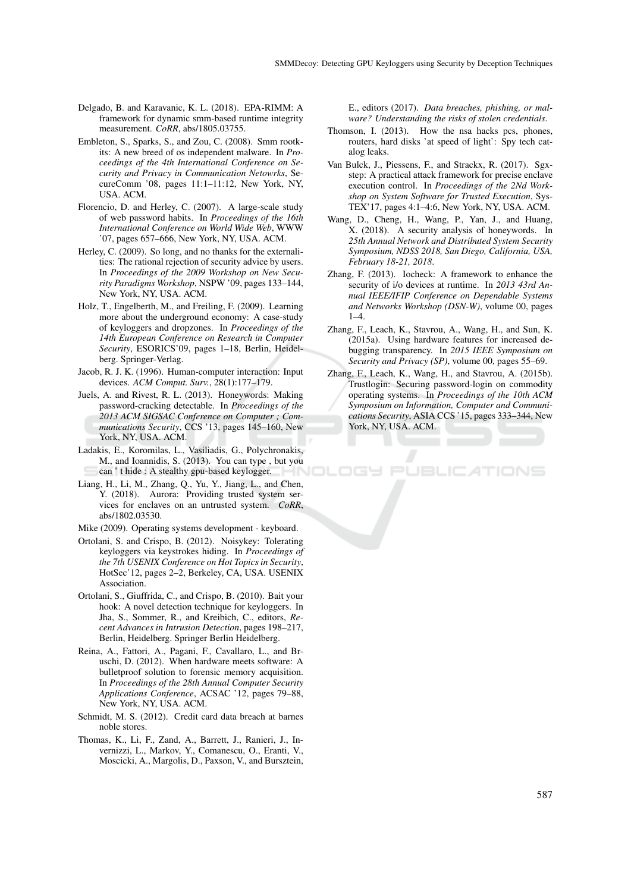Delgado, B. and Karavanic, K. L. (2018). EPA-RIMM: A framework for dynamic smm-based runtime integrity measurement. *CoRR*, abs/1805.03755.

Embleton, S., Sparks, S., and Zou, C. (2008). Smm rootkits: A new breed of os independent malware. In *Proceedings of the 4th International Conference on Security and Privacy in Communication Netowrks*, SecureComm '08, pages 11:1–11:12, New York, NY, USA. ACM.

Florencio, D. and Herley, C. (2007). A large-scale study of web password habits. In *Proceedings of the 16th International Conference on World Wide Web*, WWW '07, pages 657–666, New York, NY, USA. ACM.

Herley, C. (2009). So long, and no thanks for the externalities: The rational rejection of security advice by users. In *Proceedings of the 2009 Workshop on New Security Paradigms Workshop*, NSPW '09, pages 133–144, New York, NY, USA. ACM.

Holz, T., Engelberth, M., and Freiling, F. (2009). Learning more about the underground economy: A case-study of keyloggers and dropzones. In *Proceedings of the 14th European Conference on Research in Computer Security*, ESORICS'09, pages 1–18, Berlin, Heidelberg. Springer-Verlag.

Jacob, R. J. K. (1996). Human-computer interaction: Input devices. *ACM Comput. Surv.*, 28(1):177–179.

Juels, A. and Rivest, R. L. (2013). Honeywords: Making password-cracking detectable. In *Proceedings of the 2013 ACM SIGSAC Conference on Computer ; Communications Security*, CCS '13, pages 145–160, New York, NY, USA. ACM.

Ladakis, E., Koromilas, L., Vasiliadis, G., Polychronakis, M., and Ioannidis, S. (2013). You can type , but you can ' t hide : A stealthy gpu-based keylogger.

Liang, H., Li, M., Zhang, Q., Yu, Y., Jiang, L., and Chen, Y. (2018). Aurora: Providing trusted system services for enclaves on an untrusted system. *CoRR*, abs/1802.03530.

Mike (2009). Operating systems development - keyboard.

Ortolani, S. and Crispo, B. (2012). Noisykey: Tolerating keyloggers via keystrokes hiding. In *Proceedings of the 7th USENIX Conference on Hot Topics in Security*, HotSec'12, pages 2–2, Berkeley, CA, USA. USENIX Association.

Ortolani, S., Giuffrida, C., and Crispo, B. (2010). Bait your hook: A novel detection technique for keyloggers. In Jha, S., Sommer, R., and Kreibich, C., editors, *Recent Advances in Intrusion Detection*, pages 198–217, Berlin, Heidelberg. Springer Berlin Heidelberg.

Reina, A., Fattori, A., Pagani, F., Cavallaro, L., and Bruschi, D. (2012). When hardware meets software: A bulletproof solution to forensic memory acquisition. In *Proceedings of the 28th Annual Computer Security Applications Conference*, ACSAC '12, pages 79–88, New York, NY, USA. ACM.

Schmidt, M. S. (2012). Credit card data breach at barnes noble stores.

Thomas, K., Li, F., Zand, A., Barrett, J., Ranieri, J., Invernizzi, L., Markov, Y., Comanescu, O., Eranti, V., Moscicki, A., Margolis, D., Paxson, V., and Bursztein, E., editors (2017). *Data breaches, phishing, or malware? Understanding the risks of stolen credentials*.

Thomson, I. (2013). How the nsa hacks pcs, phones, routers, hard disks 'at speed of light': Spy tech catalog leaks.

Van Bulck, J., Piessens, F., and Strackx, R. (2017). Sgx-step: A practical attack framework for precise enclave execution control. In *Proceedings of the 2Nd Workshop on System Software for Trusted Execution*, SysTEX'17, pages 4:1–4:6, New York, NY, USA. ACM.

Wang, D., Cheng, H., Wang, P., Yan, J., and Huang, X. (2018). A security analysis of honeywords. In *25th Annual Network and Distributed System Security Symposium, NDSS 2018, San Diego, California, USA, February 18-21, 2018*.

Zhang, F. (2013). Iocheck: A framework to enhance the security of i/o devices at runtime. In *2013 43rd Annual IEEE/IFIP Conference on Dependable Systems and Networks Workshop (DSN-W)*, volume 00, pages 1–4.

Zhang, F., Leach, K., Stavrou, A., Wang, H., and Sun, K. (2015a). Using hardware features for increased debugging transparency. In *2015 IEEE Symposium on Security and Privacy (SP)*, volume 00, pages 55–69.

Zhang, F., Leach, K., Wang, H., and Stavrou, A. (2015b). Trustlogin: Securing password-login on commodity operating systems. In *Proceedings of the 10th ACM Symposium on Information, Computer and Communications Security*, ASIA CCS '15, pages 333–344, New York, NY, USA. ACM.